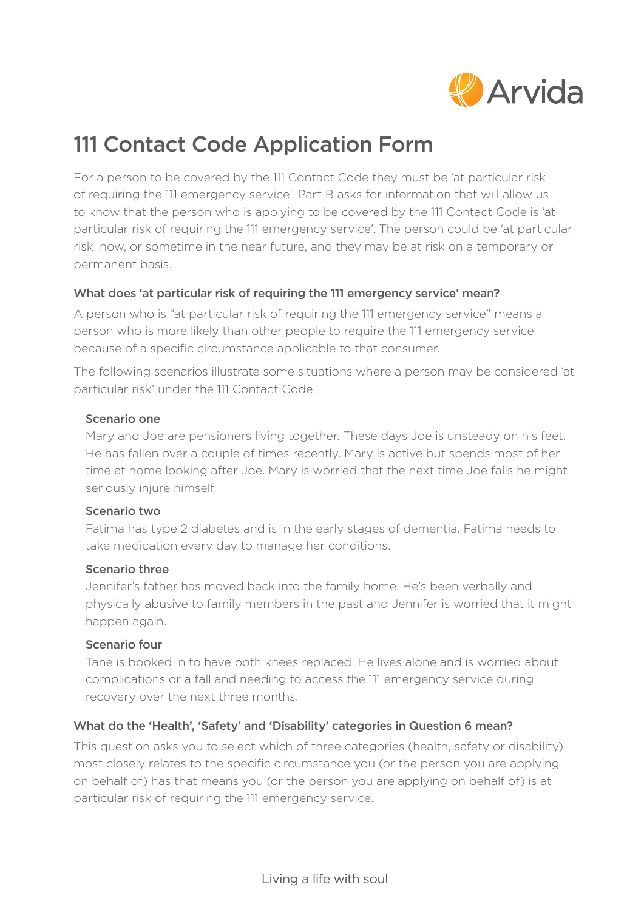# 111 Contact Code Application Form

For a person to be covered by the 111 Contact Code they must be 'at particular risk of requiring the 111 emergency service'. Part B asks for information that will allow us to know that the person who is applying to be covered by the 111 Contact Code is 'at particular risk of requiring the 111 emergency service'. The person could be 'at particular risk' now, or sometime in the near future, and they may be at risk on a temporary or permanent basis.

### What does 'at particular risk of requiring the 111 emergency service' mean?

A person who is "at particular risk of requiring the 111 emergency service" means a person who is more likely than other people to require the 111 emergency service because of a specific circumstance applicable to that consumer.

The following scenarios illustrate some situations where a person may be considered 'at particular risk' under the 111 Contact Code.

#### Scenario one

Mary and Joe are pensioners living together. These days Joe is unsteady on his feet. He has fallen over a couple of times recently. Mary is active but spends most of her time at home looking after Joe. Mary is worried that the next time Joe falls he might seriously injure himself.

#### Scenario two

Fatima has type 2 diabetes and is in the early stages of dementia. Fatima needs to take medication every day to manage her conditions.

#### Scenario three

Jennifer's father has moved back into the family home. He's been verbally and physically abusive to family members in the past and Jennifer is worried that it might happen again.

#### Scenario four

Tane is booked in to have both knees replaced. He lives alone and is worried about complications or a fall and needing to access the 111 emergency service during recovery over the next three months.

### What do the 'Health', 'Safety' and 'Disability' categories in Question 6 mean?

This question asks you to select which of three categories (health, safety or disability) most closely relates to the specific circumstance you (or the person you are applying on behalf of) has that means you (or the person you are applying on behalf of) is at particular risk of requiring the 111 emergency service.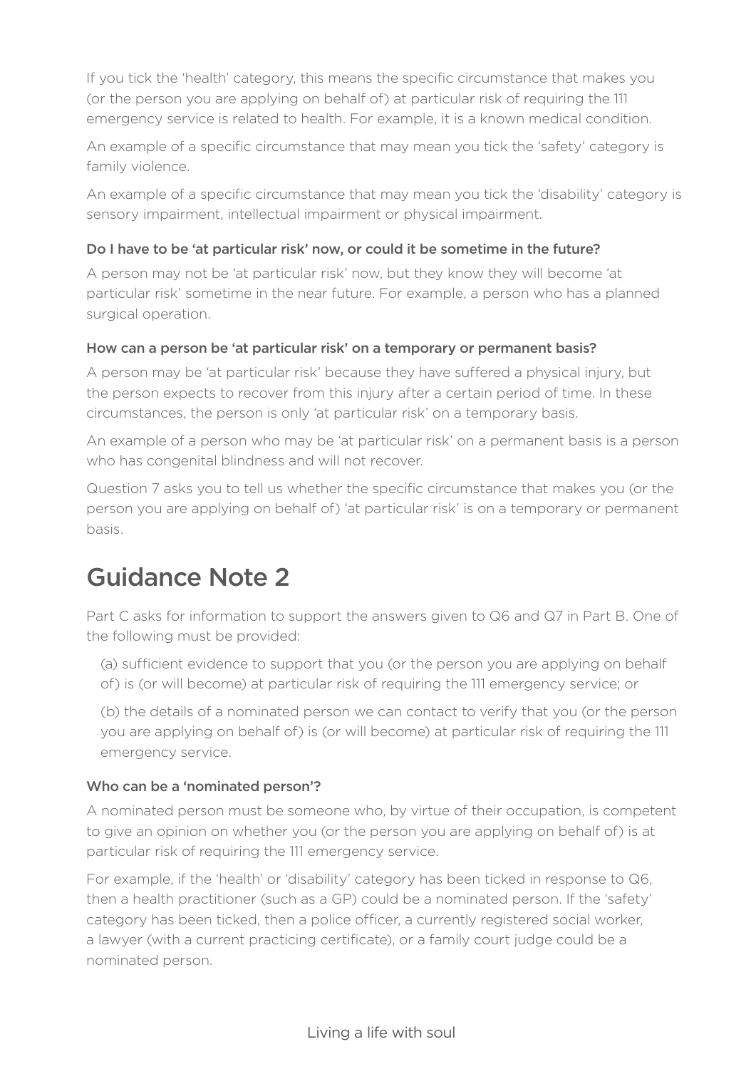If you tick the 'health' category, this means the specific circumstance that makes you (or the person you are applying on behalf of) at particular risk of requiring the 111 emergency service is related to health. For example, it is a known medical condition.

An example of a specific circumstance that may mean you tick the 'safety' category is family violence.

An example of a specific circumstance that may mean you tick the 'disability' category is sensory impairment, intellectual impairment or physical impairment.

#### Do I have to be 'at particular risk' now, or could it be sometime in the future?

A person may not be 'at particular risk' now, but they know they will become 'at particular risk' sometime in the near future. For example, a person who has a planned surgical operation.

#### How can a person be 'at particular risk' on a temporary or permanent basis?

A person may be 'at particular risk' because they have suffered a physical injury, but the person expects to recover from this injury after a certain period of time. In these circumstances, the person is only 'at particular risk' on a temporary basis.

An example of a person who may be 'at particular risk' on a permanent basis is a person who has congenital blindness and will not recover.

Question 7 asks you to tell us whether the specific circumstance that makes you (or the person you are applying on behalf of) 'at particular risk' is on a temporary or permanent basis.

## Guidance Note 2

Part C asks for information to support the answers given to Q6 and Q7 in Part B. One of the following must be provided:

(a) sufficient evidence to support that you (or the person you are applying on behalf of) is (or will become) at particular risk of requiring the 111 emergency service; or

(b) the details of a nominated person we can contact to verify that you (or the person you are applying on behalf of) is (or will become) at particular risk of requiring the 111 emergency service.

#### Who can be a 'nominated person'?

A nominated person must be someone who, by virtue of their occupation, is competent to give an opinion on whether you (or the person you are applying on behalf of) is at particular risk of requiring the 111 emergency service.

For example, if the 'health' or 'disability' category has been ticked in response to Q6, then a health practitioner (such as a GP) could be a nominated person. If the 'safety' category has been ticked, then a police officer, a currently registered social worker, a lawyer (with a current practicing certificate), or a family court judge could be a nominated person.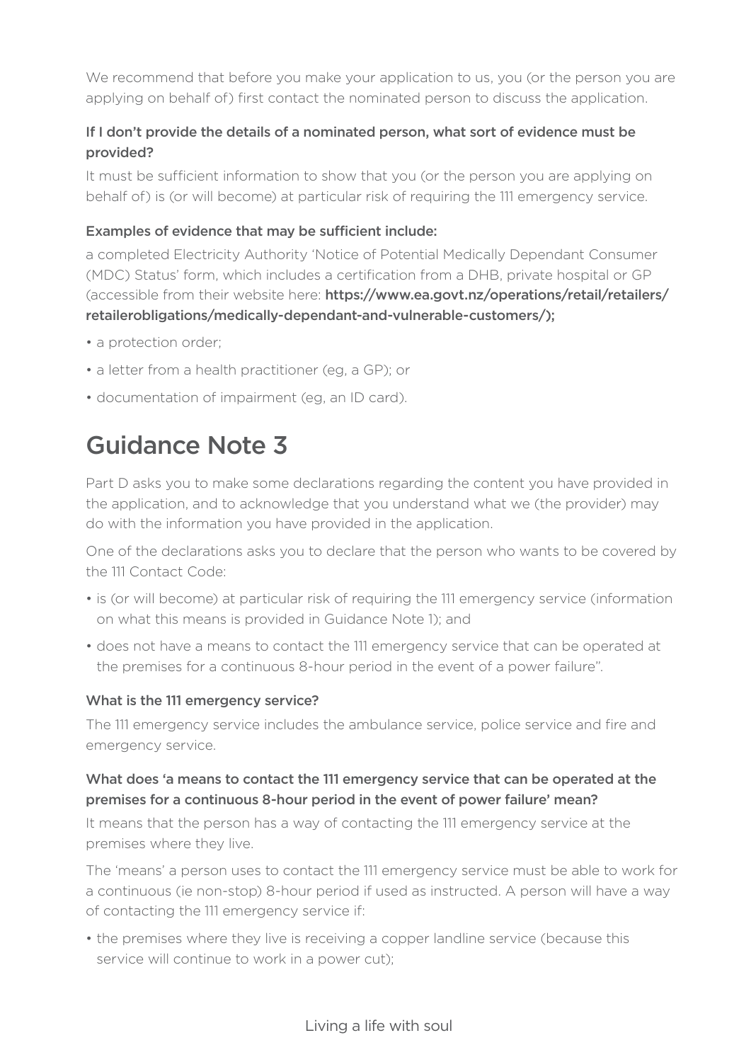We recommend that before you make your application to us, you (or the person you are applying on behalf of) first contact the nominated person to discuss the application.

**If I don't provide the details of a nominated person, what sort of evidence must be provided?**

It must be sufficient information to show that you (or the person you are applying on behalf of) is (or will become) at particular risk of requiring the 111 emergency service.

**Examples of evidence that may be sufficient include:**

a completed Electricity Authority 'Notice of Potential Medically Dependant Consumer (MDC) Status' form, which includes a certification from a DHB, private hospital or GP (accessible from their website here: **https://www.ea.govt.nz/operations/retail/retailers/retailerobligations/medically-dependant-and-vulnerable-customers/);**

- a protection order;
- a letter from a health practitioner (eg, a GP); or
- documentation of impairment (eg, an ID card).

# Guidance Note 3

Part D asks you to make some declarations regarding the content you have provided in the application, and to acknowledge that you understand what we (the provider) may do with the information you have provided in the application.

One of the declarations asks you to declare that the person who wants to be covered by the 111 Contact Code:

- is (or will become) at particular risk of requiring the 111 emergency service (information on what this means is provided in Guidance Note 1); and
- does not have a means to contact the 111 emergency service that can be operated at the premises for a continuous 8-hour period in the event of a power failure".

**What is the 111 emergency service?**

The 111 emergency service includes the ambulance service, police service and fire and emergency service.

**What does 'a means to contact the 111 emergency service that can be operated at the premises for a continuous 8-hour period in the event of power failure' mean?**

It means that the person has a way of contacting the 111 emergency service at the premises where they live.

The 'means' a person uses to contact the 111 emergency service must be able to work for a continuous (ie non-stop) 8-hour period if used as instructed. A person will have a way of contacting the 111 emergency service if:

- the premises where they live is receiving a copper landline service (because this service will continue to work in a power cut);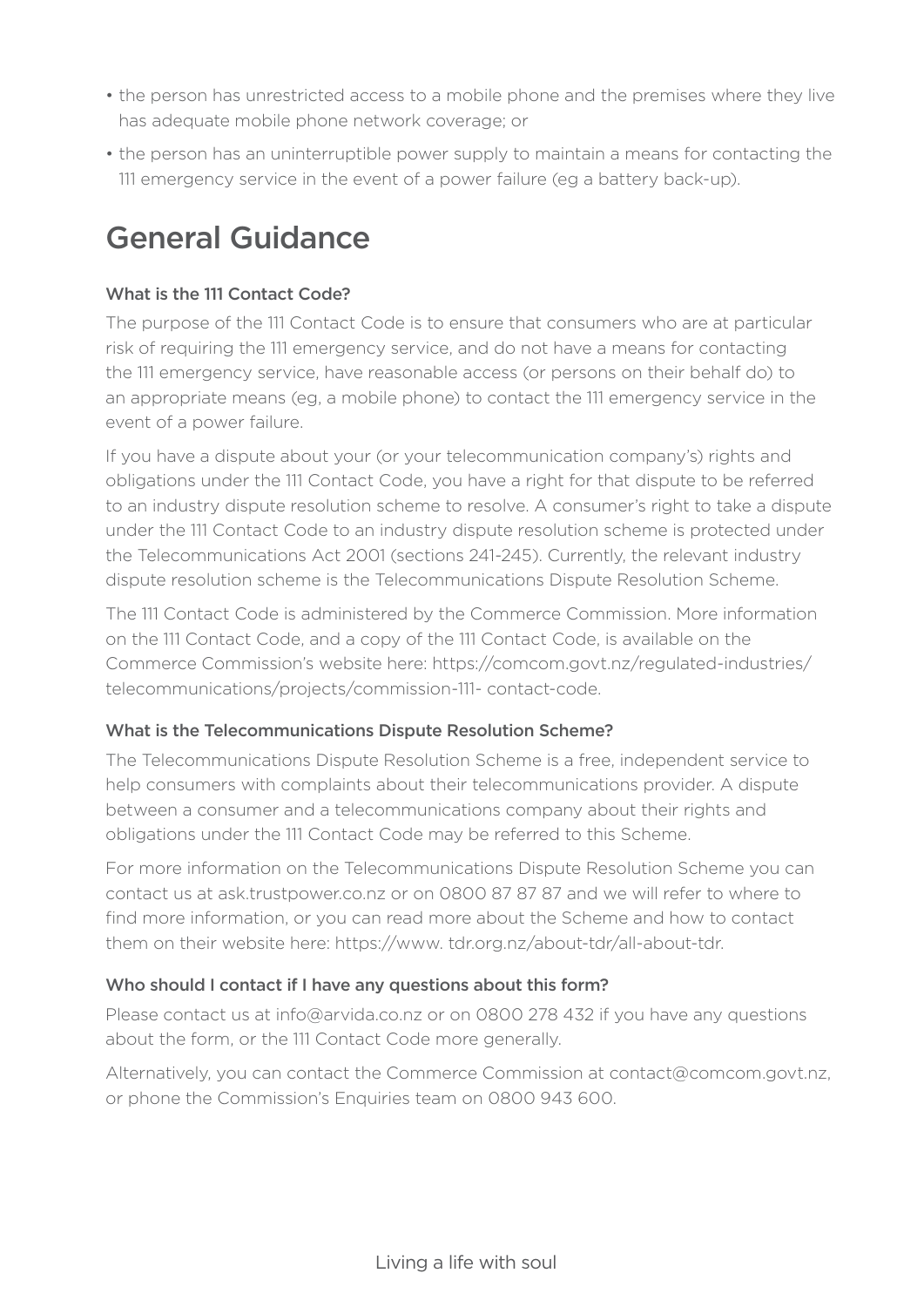- the person has unrestricted access to a mobile phone and the premises where they live has adequate mobile phone network coverage; or
- the person has an uninterruptible power supply to maintain a means for contacting the 111 emergency service in the event of a power failure (eg a battery back-up).

## General Guidance

**What is the 111 Contact Code?**

The purpose of the 111 Contact Code is to ensure that consumers who are at particular risk of requiring the 111 emergency service, and do not have a means for contacting the 111 emergency service, have reasonable access (or persons on their behalf do) to an appropriate means (eg, a mobile phone) to contact the 111 emergency service in the event of a power failure.

If you have a dispute about your (or your telecommunication company's) rights and obligations under the 111 Contact Code, you have a right for that dispute to be referred to an industry dispute resolution scheme to resolve. A consumer's right to take a dispute under the 111 Contact Code to an industry dispute resolution scheme is protected under the Telecommunications Act 2001 (sections 241-245). Currently, the relevant industry dispute resolution scheme is the Telecommunications Dispute Resolution Scheme.

The 111 Contact Code is administered by the Commerce Commission. More information on the 111 Contact Code, and a copy of the 111 Contact Code, is available on the Commerce Commission's website here: https://comcom.govt.nz/regulated-industries/telecommunications/projects/commission-111- contact-code.

**What is the Telecommunications Dispute Resolution Scheme?**

The Telecommunications Dispute Resolution Scheme is a free, independent service to help consumers with complaints about their telecommunications provider. A dispute between a consumer and a telecommunications company about their rights and obligations under the 111 Contact Code may be referred to this Scheme.

For more information on the Telecommunications Dispute Resolution Scheme you can contact us at ask.trustpower.co.nz or on 0800 87 87 87 and we will refer to where to find more information, or you can read more about the Scheme and how to contact them on their website here: https://www. tdr.org.nz/about-tdr/all-about-tdr.

**Who should I contact if I have any questions about this form?**

Please contact us at info@arvida.co.nz or on 0800 278 432 if you have any questions about the form, or the 111 Contact Code more generally.

Alternatively, you can contact the Commerce Commission at contact@comcom.govt.nz, or phone the Commission's Enquiries team on 0800 943 600.